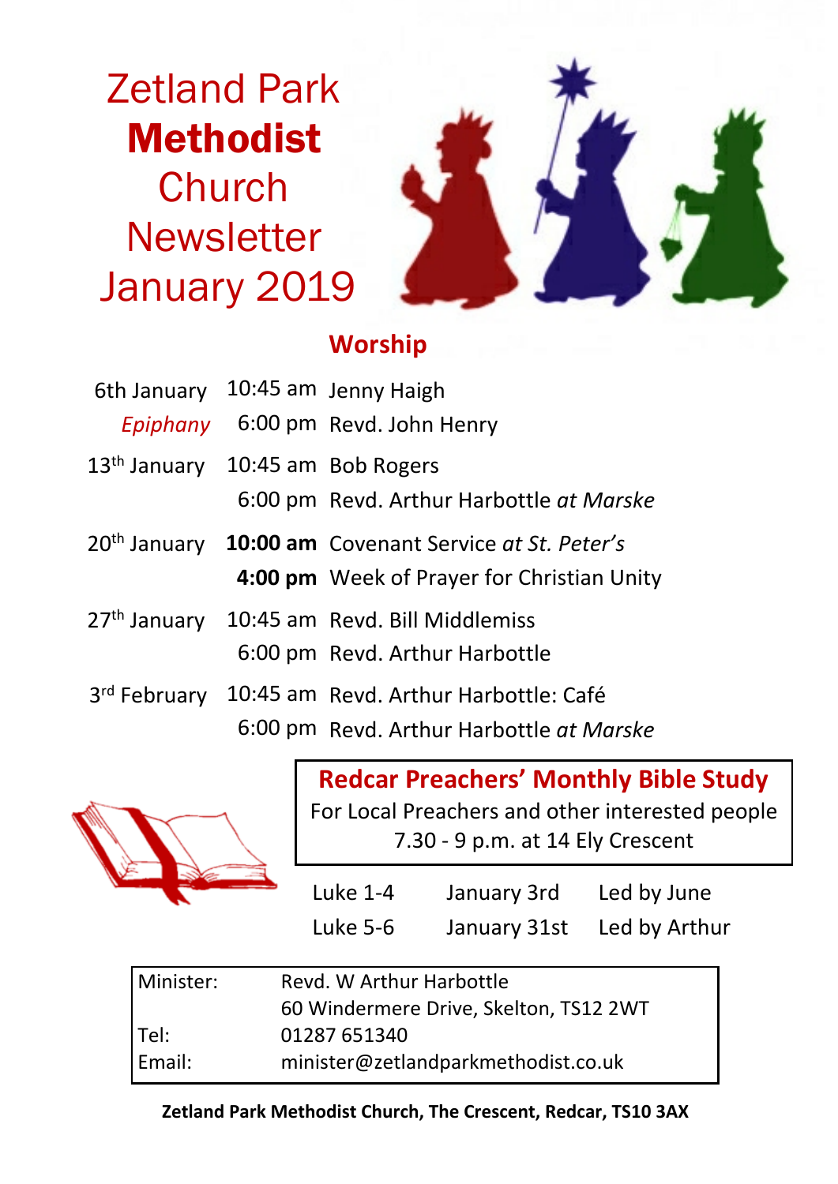# Zetland Park **Methodist** Church Newsletter January 2019

## Worship

| | | |
|---|---|---|
| 6th January | 10:45 am | Jenny Haigh |
| *Epiphany* | 6:00 pm | Revd. John Henry |
| 13th January | 10:45 am | Bob Rogers |
| | 6:00 pm | Revd. Arthur Harbottle *at Marske* |
| 20th January | **10:00 am** | Covenant Service *at St. Peter's* |
| | **4:00 pm** | Week of Prayer for Christian Unity |
| 27th January | 10:45 am | Revd. Bill Middlemiss |
| | 6:00 pm | Revd. Arthur Harbottle |
| 3rd February | 10:45 am | Revd. Arthur Harbottle: Café |
| | 6:00 pm | Revd. Arthur Harbottle *at Marske* |

### Redcar Preachers' Monthly Bible Study

For Local Preachers and other interested people
7.30 - 9 p.m. at 14 Ely Crescent

| | | |
|---|---|---|
| Luke 1-4 | January 3rd | Led by June |
| Luke 5-6 | January 31st | Led by Arthur |

| | |
|---|---|
| Minister: | Revd. W Arthur Harbottle |
| | 60 Windermere Drive, Skelton, TS12 2WT |
| Tel: | 01287 651340 |
| Email: | minister@zetlandparkmethodist.co.uk |

**Zetland Park Methodist Church, The Crescent, Redcar, TS10 3AX**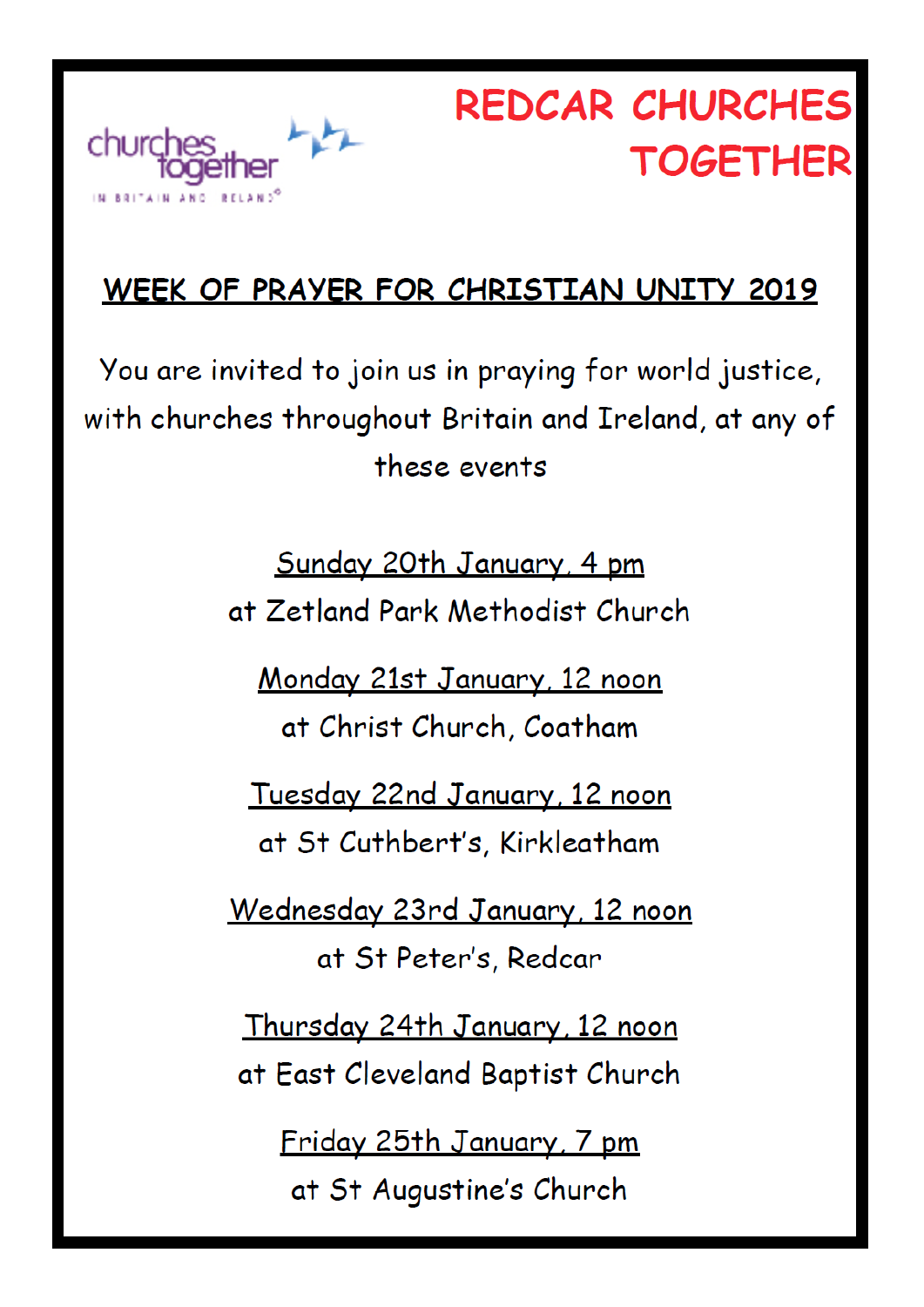churches together IN BRITAIN AND IRELAND

# REDCAR CHURCHES TOGETHER

## WEEK OF PRAYER FOR CHRISTIAN UNITY 2019

You are invited to join us in praying for world justice, with churches throughout Britain and Ireland, at any of these events

**Sunday 20th January, 4 pm**
at Zetland Park Methodist Church

**Monday 21st January, 12 noon**
at Christ Church, Coatham

**Tuesday 22nd January, 12 noon**
at St Cuthbert's, Kirkleatham

**Wednesday 23rd January, 12 noon**
at St Peter's, Redcar

**Thursday 24th January, 12 noon**
at East Cleveland Baptist Church

**Friday 25th January, 7 pm**
at St Augustine's Church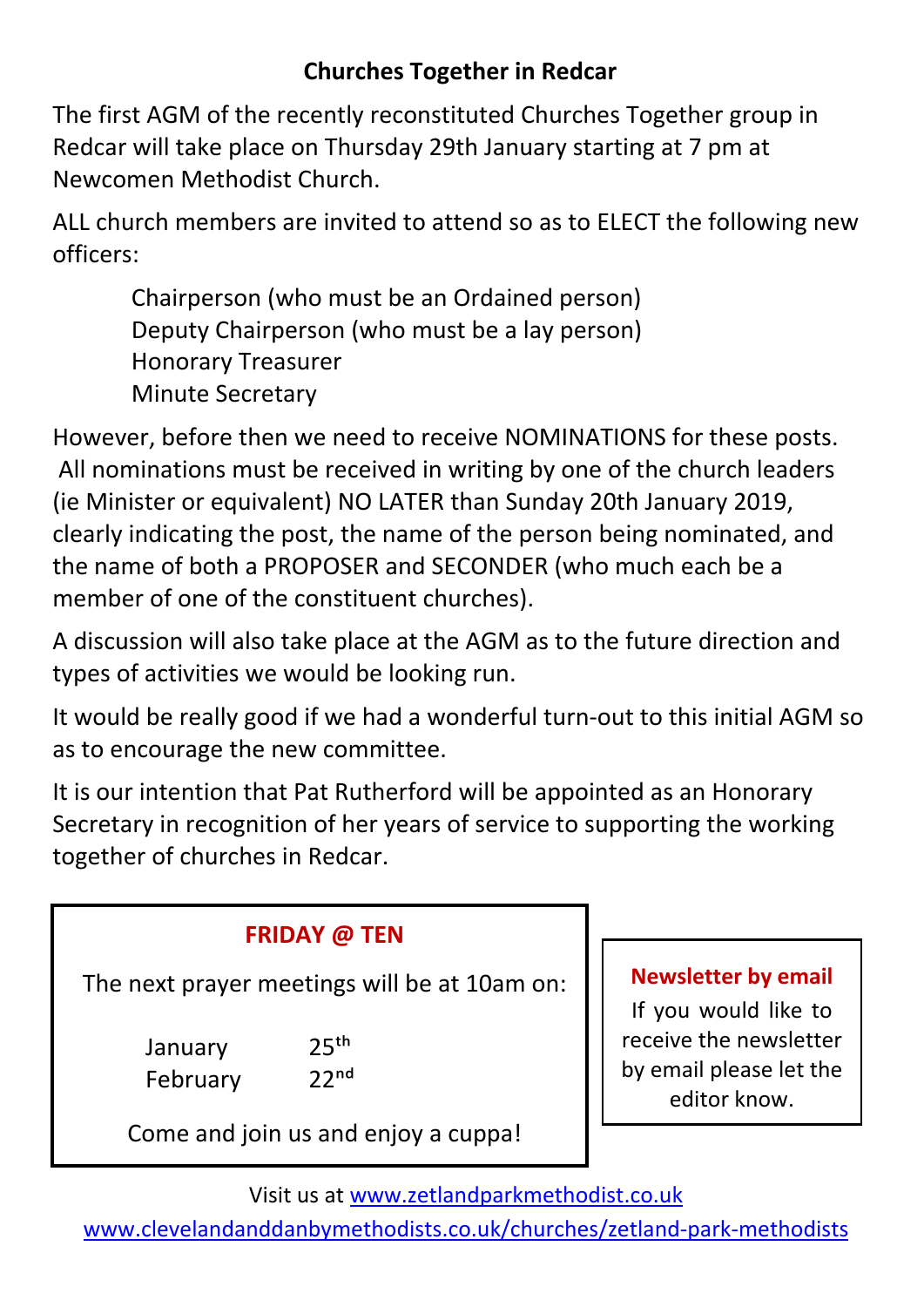## Churches Together in Redcar

The first AGM of the recently reconstituted Churches Together group in Redcar will take place on Thursday 29th January starting at 7 pm at Newcomen Methodist Church.

ALL church members are invited to attend so as to ELECT the following new officers:

> Chairperson (who must be an Ordained person)
> Deputy Chairperson (who must be a lay person)
> Honorary Treasurer
> Minute Secretary

However, before then we need to receive NOMINATIONS for these posts. All nominations must be received in writing by one of the church leaders (ie Minister or equivalent) NO LATER than Sunday 20th January 2019, clearly indicating the post, the name of the person being nominated, and the name of both a PROPOSER and SECONDER (who much each be a member of one of the constituent churches).

A discussion will also take place at the AGM as to the future direction and types of activities we would be looking run.

It would be really good if we had a wonderful turn-out to this initial AGM so as to encourage the new committee.

It is our intention that Pat Rutherford will be appointed as an Honorary Secretary in recognition of her years of service to supporting the working together of churches in Redcar.

### FRIDAY @ TEN

The next prayer meetings will be at 10am on:

| | |
|---|---|
| January | 25th |
| February | 22nd |

Come and join us and enjoy a cuppa!

### Newsletter by email

If you would like to receive the newsletter by email please let the editor know.

Visit us at www.zetlandparkmethodist.co.uk

www.clevelandanddanbymethodists.co.uk/churches/zetland-park-methodists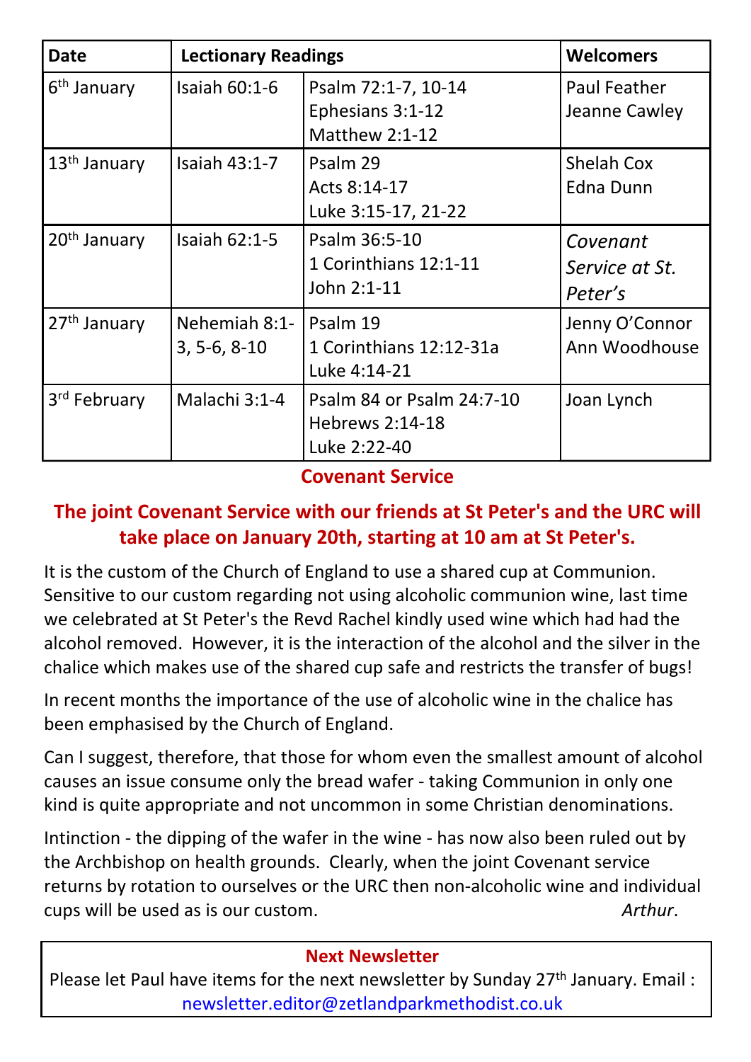| Date | Lectionary Readings | | Welcomers |
|---|---|---|---|
| 6th January | Isaiah 60:1-6 | Psalm 72:1-7, 10-14<br>Ephesians 3:1-12<br>Matthew 2:1-12 | Paul Feather<br>Jeanne Cawley |
| 13th January | Isaiah 43:1-7 | Psalm 29<br>Acts 8:14-17<br>Luke 3:15-17, 21-22 | Shelah Cox<br>Edna Dunn |
| 20th January | Isaiah 62:1-5 | Psalm 36:5-10<br>1 Corinthians 12:1-11<br>John 2:1-11 | *Covenant Service at St. Peter's* |
| 27th January | Nehemiah 8:1-3, 5-6, 8-10 | Psalm 19<br>1 Corinthians 12:12-31a<br>Luke 4:14-21 | Jenny O'Connor<br>Ann Woodhouse |
| 3rd February | Malachi 3:1-4 | Psalm 84 or Psalm 24:7-10<br>Hebrews 2:14-18<br>Luke 2:22-40 | Joan Lynch |

## Covenant Service

**The joint Covenant Service with our friends at St Peter's and the URC will take place on January 20th, starting at 10 am at St Peter's.**

It is the custom of the Church of England to use a shared cup at Communion. Sensitive to our custom regarding not using alcoholic communion wine, last time we celebrated at St Peter's the Revd Rachel kindly used wine which had had the alcohol removed. However, it is the interaction of the alcohol and the silver in the chalice which makes use of the shared cup safe and restricts the transfer of bugs!

In recent months the importance of the use of alcoholic wine in the chalice has been emphasised by the Church of England.

Can I suggest, therefore, that those for whom even the smallest amount of alcohol causes an issue consume only the bread wafer - taking Communion in only one kind is quite appropriate and not uncommon in some Christian denominations.

Intinction - the dipping of the wafer in the wine - has now also been ruled out by the Archbishop on health grounds. Clearly, when the joint Covenant service returns by rotation to ourselves or the URC then non-alcoholic wine and individual cups will be used as is our custom. *Arthur*.

## Next Newsletter

Please let Paul have items for the next newsletter by Sunday 27th January. Email : newsletter.editor@zetlandparkmethodist.co.uk